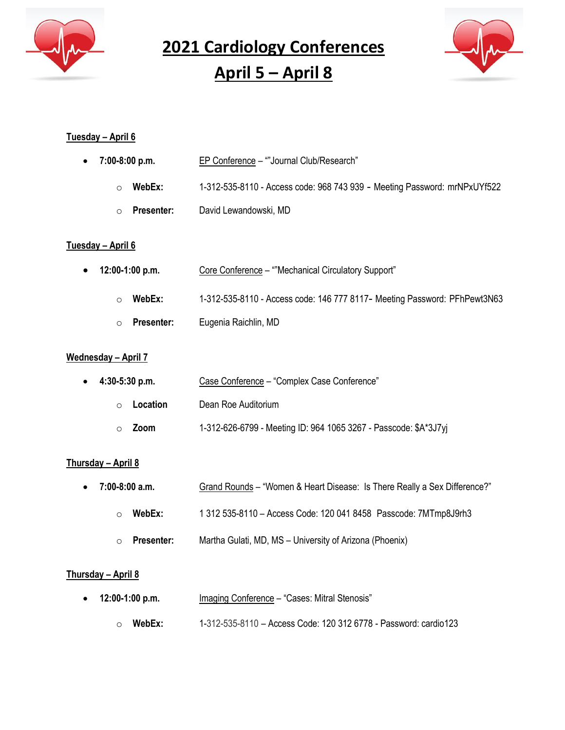# 2021 Cardiology Conferences

## April 5 – April 8

**Tuesday – April 6**

- **7:00-8:00 p.m.** EP Conference – “"Journal Club/Research"
  - **WebEx:** 1-312-535-8110 - Access code: 968 743 939 - Meeting Password: mrNPxUYf522
  - **Presenter:** David Lewandowski, MD

**Tuesday – April 6**

- **12:00-1:00 p.m.** Core Conference – “"Mechanical Circulatory Support"
  - **WebEx:** 1-312-535-8110 - Access code: 146 777 8117- Meeting Password: PFhPewt3N63
  - **Presenter:** Eugenia Raichlin, MD

**Wednesday – April 7**

- **4:30-5:30 p.m.** Case Conference – “Complex Case Conference”
  - **Location** Dean Roe Auditorium
  - **Zoom** 1-312-626-6799 - Meeting ID: 964 1065 3267 - Passcode: $A*3J7yj

**Thursday – April 8**

- **7:00-8:00 a.m.** Grand Rounds – “Women & Heart Disease: Is There Really a Sex Difference?”
  - **WebEx:** 1 312 535-8110 – Access Code: 120 041 8458 Passcode: 7MTmp8J9rh3
  - **Presenter:** Martha Gulati, MD, MS – University of Arizona (Phoenix)

**Thursday – April 8**

- **12:00-1:00 p.m.** Imaging Conference – “Cases: Mitral Stenosis”
  - **WebEx:** 1-312-535-8110 – Access Code: 120 312 6778 - Password: cardio123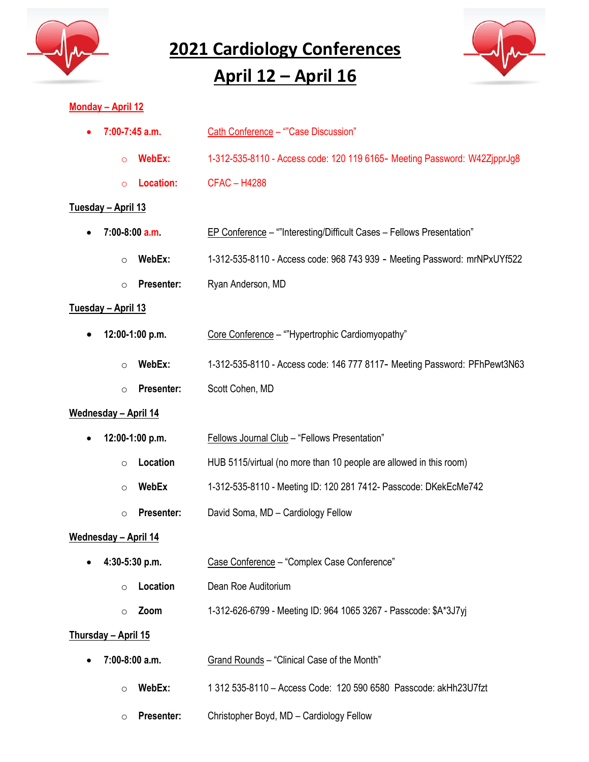# 2021 Cardiology Conferences

# April 12 – April 16

## Monday – April 12

- **7:00-7:45 a.m.** Cath Conference – “”Case Discussion”
  - **WebEx:** 1-312-535-8110 - Access code: 120 119 6165- Meeting Password: W42ZjpprJg8
  - **Location:** CFAC – H4288

## Tuesday – April 13

- **7:00-8:00 a.m.** EP Conference – “”Interesting/Difficult Cases – Fellows Presentation”
  - **WebEx:** 1-312-535-8110 - Access code: 968 743 939 - Meeting Password: mrNPxUYf522
  - **Presenter:** Ryan Anderson, MD

## Tuesday – April 13

- **12:00-1:00 p.m.** Core Conference – “”Hypertrophic Cardiomyopathy”
  - **WebEx:** 1-312-535-8110 - Access code: 146 777 8117- Meeting Password: PFhPewt3N63
  - **Presenter:** Scott Cohen, MD

## Wednesday – April 14

- **12:00-1:00 p.m.** Fellows Journal Club – “Fellows Presentation”
  - **Location** HUB 5115/virtual (no more than 10 people are allowed in this room)
  - **WebEx** 1-312-535-8110 - Meeting ID: 120 281 7412- Passcode: DKekEcMe742
  - **Presenter:** David Soma, MD – Cardiology Fellow

## Wednesday – April 14

- **4:30-5:30 p.m.** Case Conference – “Complex Case Conference”
  - **Location** Dean Roe Auditorium
  - **Zoom** 1-312-626-6799 - Meeting ID: 964 1065 3267 - Passcode: $A*3J7yj

## Thursday – April 15

- **7:00-8:00 a.m.** Grand Rounds – “Clinical Case of the Month”
  - **WebEx:** 1 312 535-8110 – Access Code: 120 590 6580 Passcode: akHh23U7fzt
  - **Presenter:** Christopher Boyd, MD – Cardiology Fellow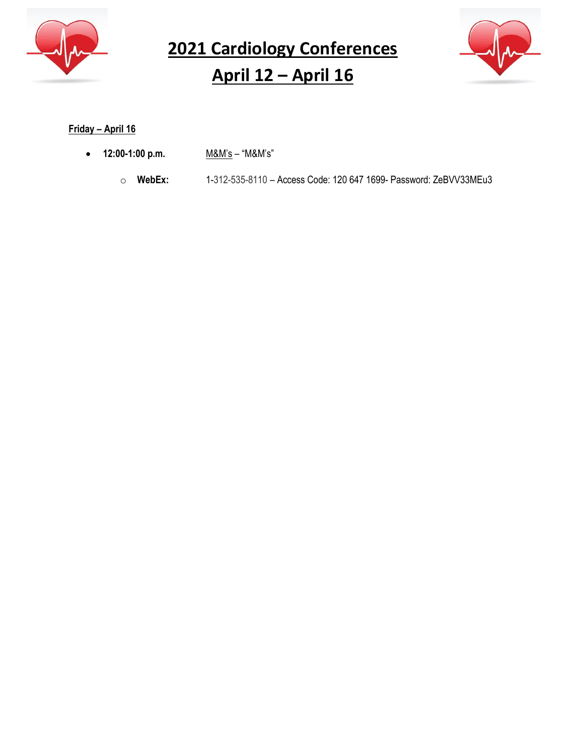# 2021 Cardiology Conferences

## April 12 – April 16

**Friday – April 16**

- **12:00-1:00 p.m.** M&M's – "M&M's"
  - **WebEx:** 1-312-535-8110 – Access Code: 120 647 1699- Password: ZeBVV33MEu3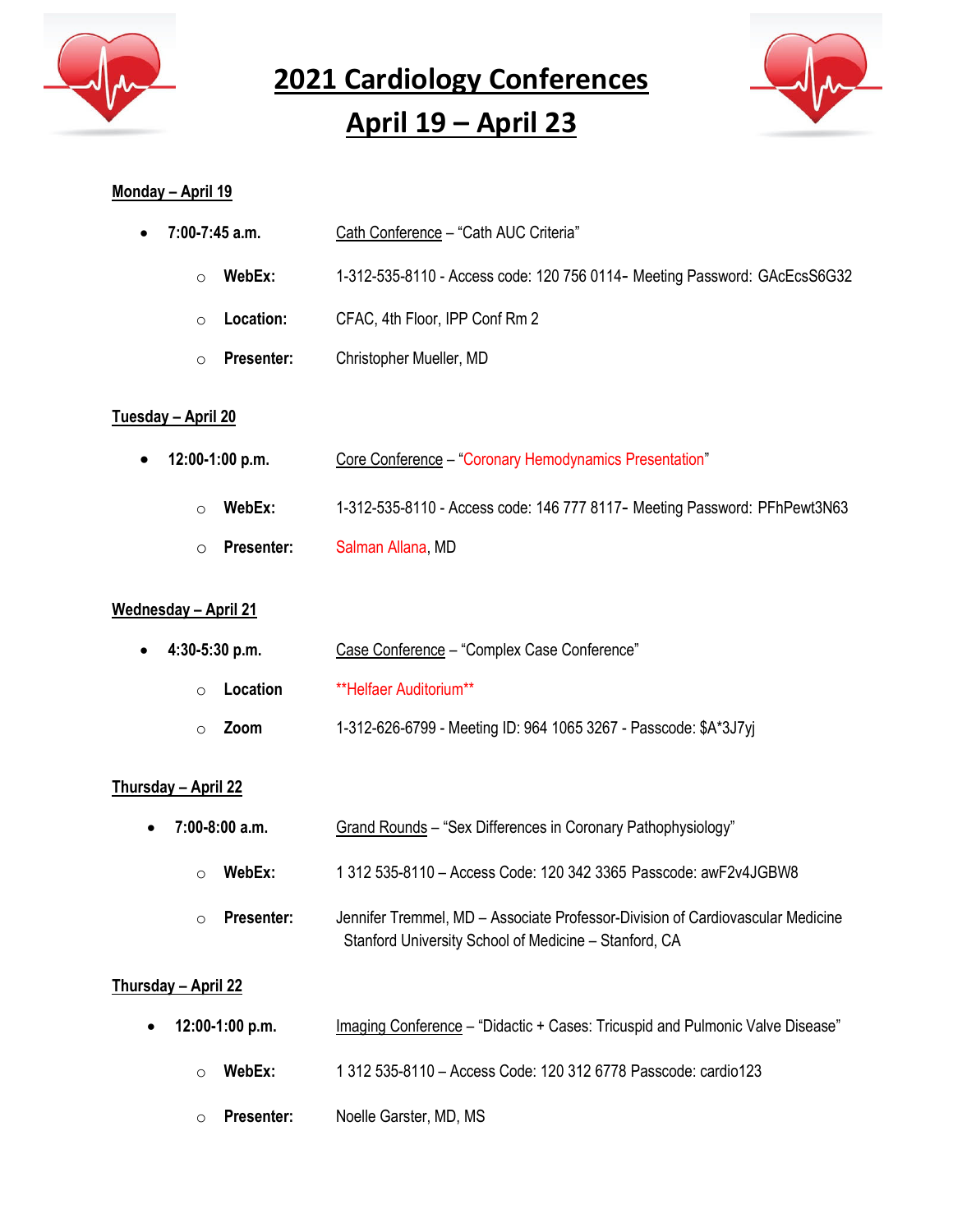# 2021 Cardiology Conferences

# April 19 – April 23

**Monday – April 19**

- **7:00-7:45 a.m.** Cath Conference – "Cath AUC Criteria"
  - **WebEx:** 1-312-535-8110 - Access code: 120 756 0114- Meeting Password: GAcEcsS6G32
  - **Location:** CFAC, 4th Floor, IPP Conf Rm 2
  - **Presenter:** Christopher Mueller, MD

**Tuesday – April 20**

- **12:00-1:00 p.m.** Core Conference – "Coronary Hemodynamics Presentation"
  - **WebEx:** 1-312-535-8110 - Access code: 146 777 8117- Meeting Password: PFhPewt3N63
  - **Presenter:** Salman Allana, MD

**Wednesday – April 21**

- **4:30-5:30 p.m.** Case Conference – "Complex Case Conference"
  - **Location** **Helfaer Auditorium**
  - **Zoom** 1-312-626-6799 - Meeting ID: 964 1065 3267 - Passcode: $A*3J7yj

**Thursday – April 22**

- **7:00-8:00 a.m.** Grand Rounds – "Sex Differences in Coronary Pathophysiology"
  - **WebEx:** 1 312 535-8110 – Access Code: 120 342 3365 Passcode: awF2v4JGBW8
  - **Presenter:** Jennifer Tremmel, MD – Associate Professor-Division of Cardiovascular Medicine Stanford University School of Medicine – Stanford, CA

**Thursday – April 22**

- **12:00-1:00 p.m.** Imaging Conference – "Didactic + Cases: Tricuspid and Pulmonic Valve Disease"
  - **WebEx:** 1 312 535-8110 – Access Code: 120 312 6778 Passcode: cardio123
  - **Presenter:** Noelle Garster, MD, MS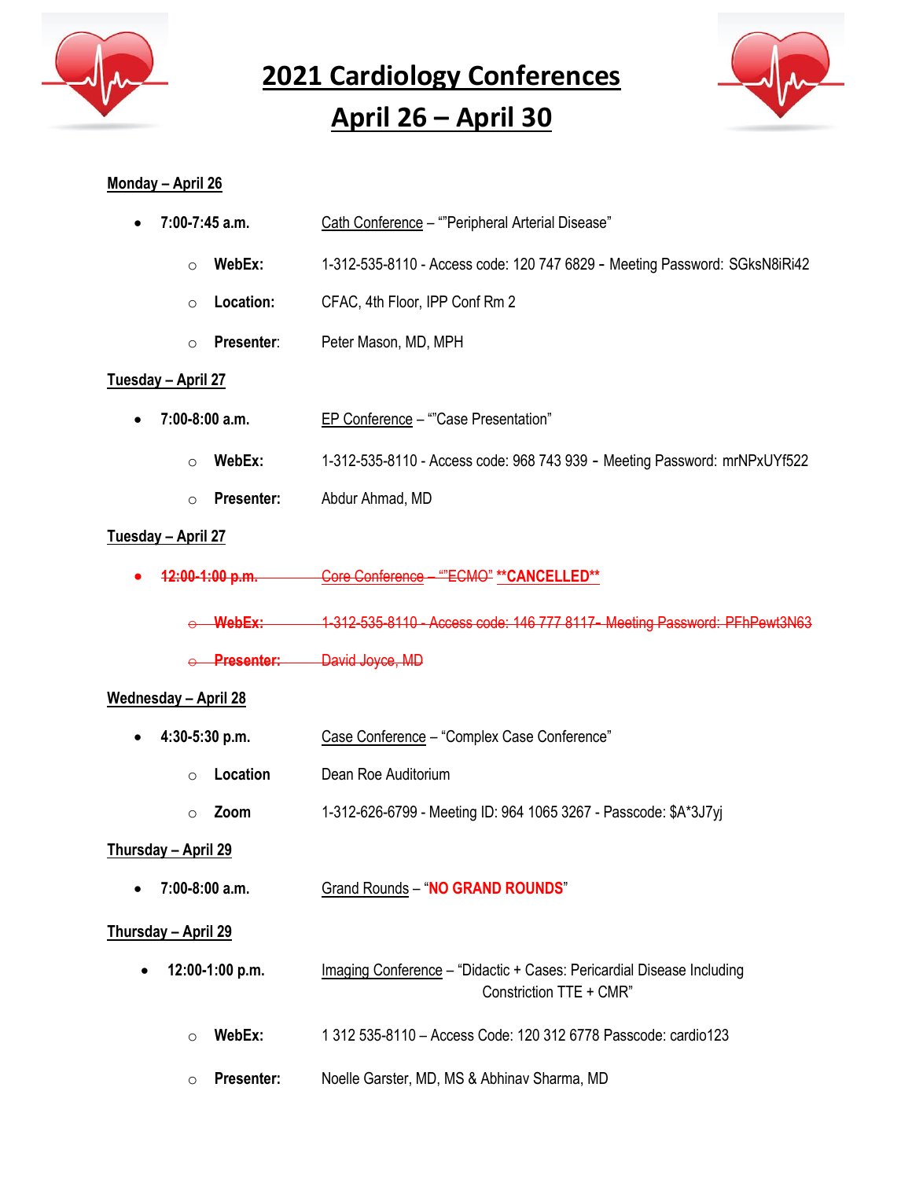# 2021 Cardiology Conferences

## April 26 – April 30

**Monday – April 26**

- **7:00-7:45 a.m.** Cath Conference – “”Peripheral Arterial Disease”
  - **WebEx:** 1-312-535-8110 - Access code: 120 747 6829 - Meeting Password: SGksN8iRi42
  - **Location:** CFAC, 4th Floor, IPP Conf Rm 2
  - **Presenter**: Peter Mason, MD, MPH

**Tuesday – April 27**

- **7:00-8:00 a.m.** EP Conference – “”Case Presentation”
  - **WebEx:** 1-312-535-8110 - Access code: 968 743 939 - Meeting Password: mrNPxUYf522
  - **Presenter:** Abdur Ahmad, MD

**Tuesday – April 27**

- ~~**12:00-1:00 p.m.** Core Conference – “”ECMO”~~ **\*\*CANCELLED\*\***
  - ~~**WebEx:** 1-312-535-8110 - Access code: 146 777 8117- Meeting Password: PFhPewt3N63~~
  - ~~**Presenter:** David Joyce, MD~~

**Wednesday – April 28**

- **4:30-5:30 p.m.** Case Conference – “Complex Case Conference”
  - **Location** Dean Roe Auditorium
  - **Zoom** 1-312-626-6799 - Meeting ID: 964 1065 3267 - Passcode: $A*3J7yj

**Thursday – April 29**

- **7:00-8:00 a.m.** Grand Rounds – “**NO GRAND ROUNDS**”

**Thursday – April 29**

- **12:00-1:00 p.m.** Imaging Conference – “Didactic + Cases: Pericardial Disease Including Constriction TTE + CMR”
  - **WebEx:** 1 312 535-8110 – Access Code: 120 312 6778 Passcode: cardio123
  - **Presenter:** Noelle Garster, MD, MS & Abhinav Sharma, MD